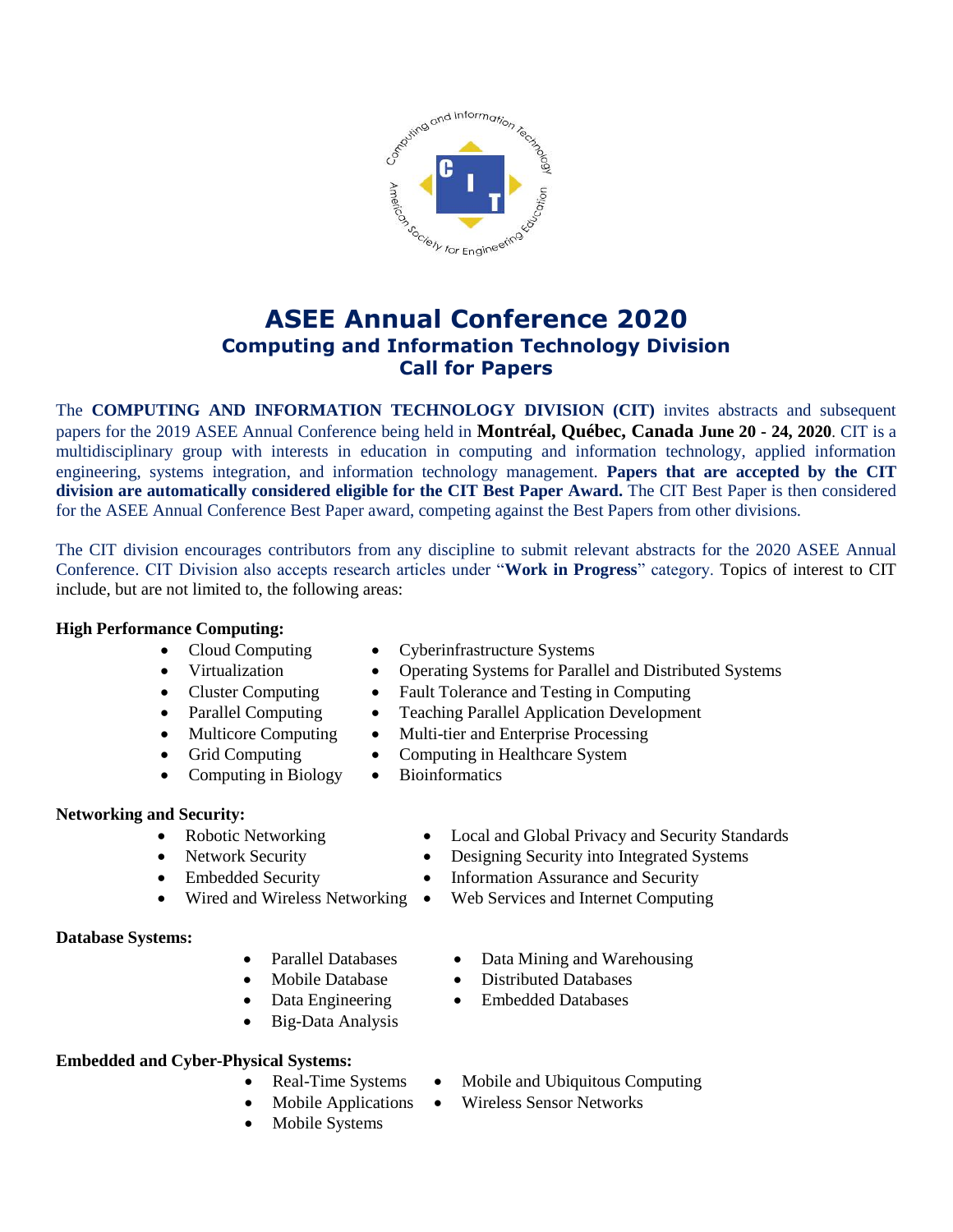# ASEE Annual Conference 2020

## Computing and Information Technology Division

## Call for Papers

The **COMPUTING AND INFORMATION TECHNOLOGY DIVISION (CIT)** invites abstracts and subsequent papers for the 2019 ASEE Annual Conference being held in **Montréal, Québec, Canada June 20 - 24, 2020**. CIT is a multidisciplinary group with interests in education in computing and information technology, applied information engineering, systems integration, and information technology management. **Papers that are accepted by the CIT division are automatically considered eligible for the CIT Best Paper Award.** The CIT Best Paper is then considered for the ASEE Annual Conference Best Paper award, competing against the Best Papers from other divisions.

The CIT division encourages contributors from any discipline to submit relevant abstracts for the 2020 ASEE Annual Conference. CIT Division also accepts research articles under "**Work in Progress**" category. Topics of interest to CIT include, but are not limited to, the following areas:

**High Performance Computing:**

- Cloud Computing
- Virtualization
- Cluster Computing
- Parallel Computing
- Multicore Computing
- Grid Computing
- Computing in Biology
- Cyberinfrastructure Systems
- Operating Systems for Parallel and Distributed Systems
- Fault Tolerance and Testing in Computing
- Teaching Parallel Application Development
- Multi-tier and Enterprise Processing
- Computing in Healthcare System
- Bioinformatics

**Networking and Security:**

- Robotic Networking
- Network Security
- Embedded Security
- Wired and Wireless Networking
- Local and Global Privacy and Security Standards
- Designing Security into Integrated Systems
- Information Assurance and Security
- Web Services and Internet Computing

**Database Systems:**

- Parallel Databases
- Mobile Database
- Data Engineering
- Big-Data Analysis
- Data Mining and Warehousing
- Distributed Databases
- Embedded Databases

**Embedded and Cyber-Physical Systems:**

- Real-Time Systems
- Mobile Applications
- Mobile Systems
- Mobile and Ubiquitous Computing
- Wireless Sensor Networks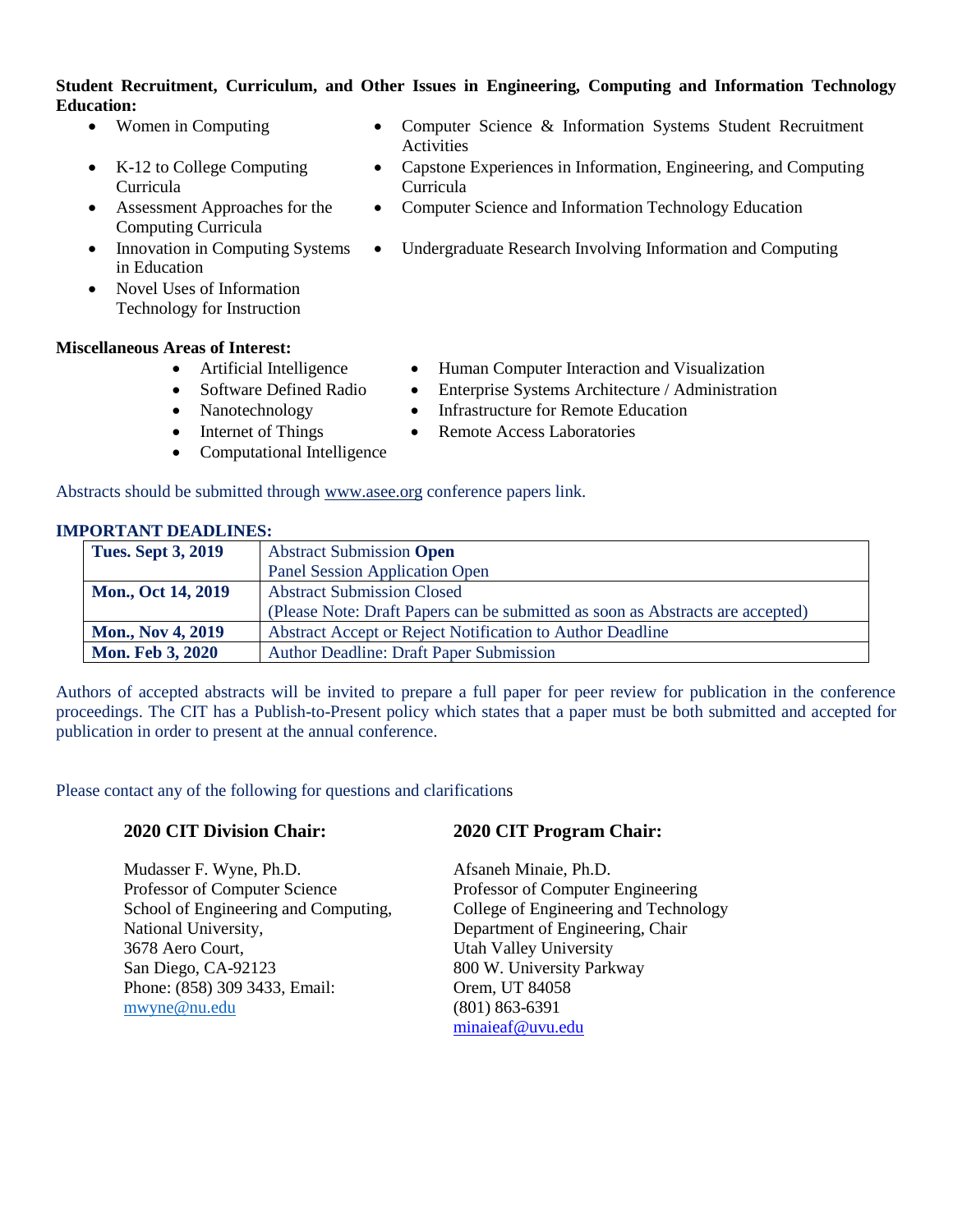**Student Recruitment, Curriculum, and Other Issues in Engineering, Computing and Information Technology Education:**

- Women in Computing
- K-12 to College Computing Curricula
- Assessment Approaches for the Computing Curricula
- Innovation in Computing Systems in Education
- Novel Uses of Information Technology for Instruction
- Computer Science & Information Systems Student Recruitment Activities
- Capstone Experiences in Information, Engineering, and Computing Curricula
- Computer Science and Information Technology Education
- Undergraduate Research Involving Information and Computing

**Miscellaneous Areas of Interest:**

- Artificial Intelligence
- Software Defined Radio
- Nanotechnology
- Internet of Things
- Computational Intelligence
- Human Computer Interaction and Visualization
- Enterprise Systems Architecture / Administration
- Infrastructure for Remote Education
- Remote Access Laboratories

Abstracts should be submitted through www.asee.org conference papers link.

**IMPORTANT DEADLINES:**

| | |
|---|---|
| **Tues. Sept 3, 2019** | Abstract Submission **Open**<br>Panel Session Application Open |
| **Mon., Oct 14, 2019** | Abstract Submission Closed<br>(Please Note: Draft Papers can be submitted as soon as Abstracts are accepted) |
| **Mon., Nov 4, 2019** | Abstract Accept or Reject Notification to Author Deadline |
| **Mon. Feb 3, 2020** | Author Deadline: Draft Paper Submission |

Authors of accepted abstracts will be invited to prepare a full paper for peer review for publication in the conference proceedings. The CIT has a Publish-to-Present policy which states that a paper must be both submitted and accepted for publication in order to present at the annual conference.

Please contact any of the following for questions and clarifications

**2020 CIT Division Chair:**

Mudasser F. Wyne, Ph.D.
Professor of Computer Science
School of Engineering and Computing,
National University,
3678 Aero Court,
San Diego, CA-92123
Phone: (858) 309 3433, Email:
mwyne@nu.edu

**2020 CIT Program Chair:**

Afsaneh Minaie, Ph.D.
Professor of Computer Engineering
College of Engineering and Technology
Department of Engineering, Chair
Utah Valley University
800 W. University Parkway
Orem, UT 84058
(801) 863-6391
minaieaf@uvu.edu